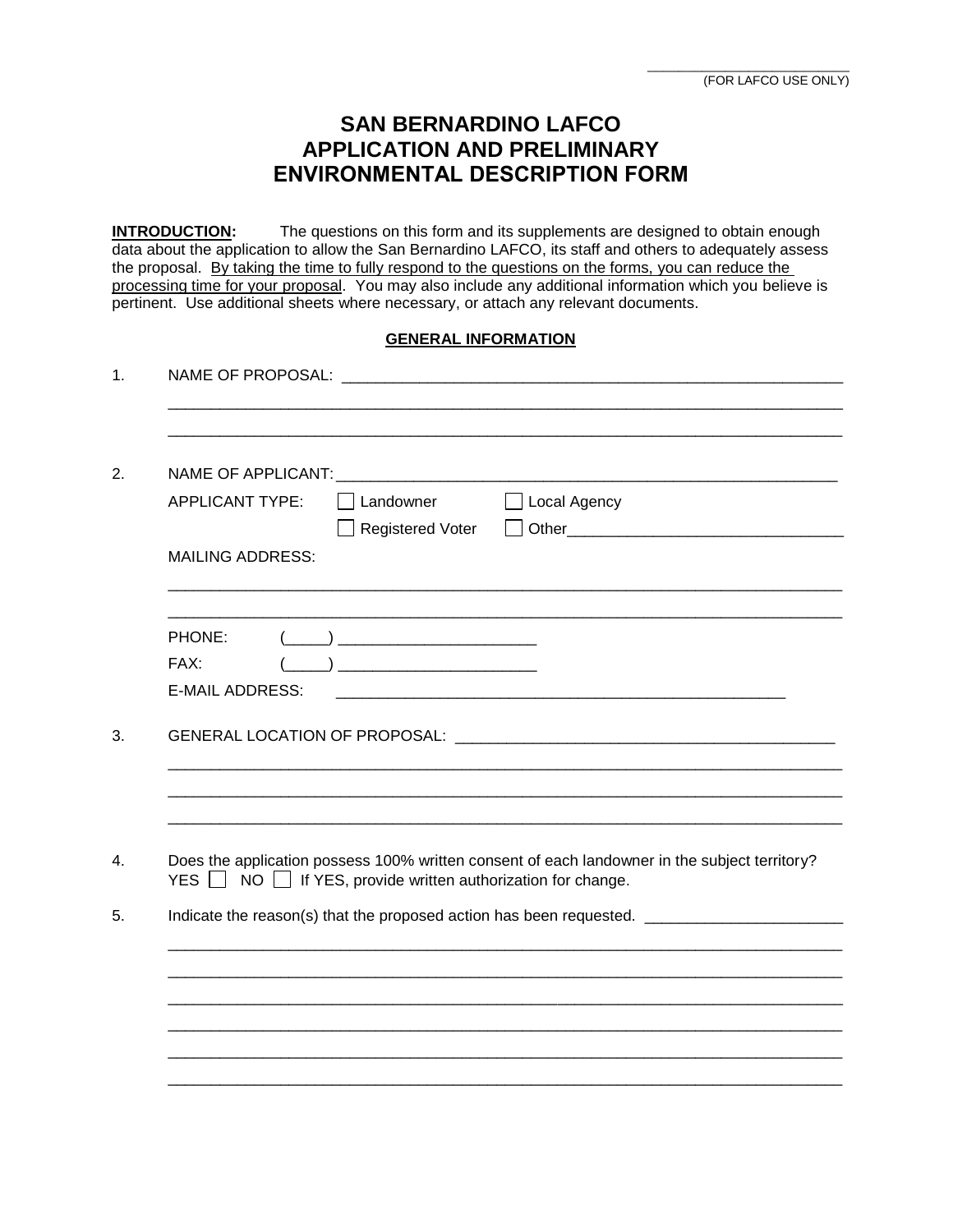\_\_\_\_\_\_\_\_\_\_\_\_\_\_\_\_\_\_\_\_\_\_\_\_\_\_
(FOR LAFCO USE ONLY)

# SAN BERNARDINO LAFCO
# APPLICATION AND PRELIMINARY
# ENVIRONMENTAL DESCRIPTION FORM

**INTRODUCTION:** The questions on this form and its supplements are designed to obtain enough data about the application to allow the San Bernardino LAFCO, its staff and others to adequately assess the proposal. By taking the time to fully respond to the questions on the forms, you can reduce the processing time for your proposal. You may also include any additional information which you believe is pertinent. Use additional sheets where necessary, or attach any relevant documents.

## GENERAL INFORMATION

1. NAME OF PROPOSAL: \_\_\_\_\_\_\_\_\_\_\_\_\_\_\_\_\_\_\_\_\_\_\_\_\_\_\_\_\_\_\_\_\_\_\_\_\_\_\_\_\_\_\_\_\_\_\_\_\_\_\_\_\_\_\_\_

   \_\_\_\_\_\_\_\_\_\_\_\_\_\_\_\_\_\_\_\_\_\_\_\_\_\_\_\_\_\_\_\_\_\_\_\_\_\_\_\_\_\_\_\_\_\_\_\_\_\_\_\_\_\_\_\_\_\_\_\_\_\_\_\_\_\_\_\_\_\_\_\_\_\_

   \_\_\_\_\_\_\_\_\_\_\_\_\_\_\_\_\_\_\_\_\_\_\_\_\_\_\_\_\_\_\_\_\_\_\_\_\_\_\_\_\_\_\_\_\_\_\_\_\_\_\_\_\_\_\_\_\_\_\_\_\_\_\_\_\_\_\_\_\_\_\_\_\_\_

2. NAME OF APPLICANT: \_\_\_\_\_\_\_\_\_\_\_\_\_\_\_\_\_\_\_\_\_\_\_\_\_\_\_\_\_\_\_\_\_\_\_\_\_\_\_\_\_\_\_\_\_\_\_\_\_\_\_\_\_\_\_

   APPLICANT TYPE: ☐ Landowner ☐ Local Agency

   ☐ Registered Voter ☐ Other\_\_\_\_\_\_\_\_\_\_\_\_\_\_\_\_\_\_\_\_\_\_\_\_\_\_\_\_\_\_\_

   MAILING ADDRESS:

   \_\_\_\_\_\_\_\_\_\_\_\_\_\_\_\_\_\_\_\_\_\_\_\_\_\_\_\_\_\_\_\_\_\_\_\_\_\_\_\_\_\_\_\_\_\_\_\_\_\_\_\_\_\_\_\_\_\_\_\_\_\_\_\_\_\_\_\_\_\_\_\_\_\_

   \_\_\_\_\_\_\_\_\_\_\_\_\_\_\_\_\_\_\_\_\_\_\_\_\_\_\_\_\_\_\_\_\_\_\_\_\_\_\_\_\_\_\_\_\_\_\_\_\_\_\_\_\_\_\_\_\_\_\_\_\_\_\_\_\_\_\_\_\_\_\_\_\_\_

   PHONE: (\_\_\_\_\_) \_\_\_\_\_\_\_\_\_\_\_\_\_\_\_\_\_\_\_\_\_\_\_

   FAX: (\_\_\_\_\_) \_\_\_\_\_\_\_\_\_\_\_\_\_\_\_\_\_\_\_\_\_\_\_

   E-MAIL ADDRESS: \_\_\_\_\_\_\_\_\_\_\_\_\_\_\_\_\_\_\_\_\_\_\_\_\_\_\_\_\_\_\_\_\_\_\_\_\_\_\_\_\_\_\_\_\_\_\_\_\_\_\_\_

3. GENERAL LOCATION OF PROPOSAL: \_\_\_\_\_\_\_\_\_\_\_\_\_\_\_\_\_\_\_\_\_\_\_\_\_\_\_\_\_\_\_\_\_\_\_\_\_\_\_\_\_\_\_\_

   \_\_\_\_\_\_\_\_\_\_\_\_\_\_\_\_\_\_\_\_\_\_\_\_\_\_\_\_\_\_\_\_\_\_\_\_\_\_\_\_\_\_\_\_\_\_\_\_\_\_\_\_\_\_\_\_\_\_\_\_\_\_\_\_\_\_\_\_\_\_\_\_\_\_

   \_\_\_\_\_\_\_\_\_\_\_\_\_\_\_\_\_\_\_\_\_\_\_\_\_\_\_\_\_\_\_\_\_\_\_\_\_\_\_\_\_\_\_\_\_\_\_\_\_\_\_\_\_\_\_\_\_\_\_\_\_\_\_\_\_\_\_\_\_\_\_\_\_\_

   \_\_\_\_\_\_\_\_\_\_\_\_\_\_\_\_\_\_\_\_\_\_\_\_\_\_\_\_\_\_\_\_\_\_\_\_\_\_\_\_\_\_\_\_\_\_\_\_\_\_\_\_\_\_\_\_\_\_\_\_\_\_\_\_\_\_\_\_\_\_\_\_\_\_

4. Does the application possess 100% written consent of each landowner in the subject territory?
   YES ☐ NO ☐ If YES, provide written authorization for change.

5. Indicate the reason(s) that the proposed action has been requested. \_\_\_\_\_\_\_\_\_\_\_\_\_\_\_\_\_\_\_\_\_\_\_

   \_\_\_\_\_\_\_\_\_\_\_\_\_\_\_\_\_\_\_\_\_\_\_\_\_\_\_\_\_\_\_\_\_\_\_\_\_\_\_\_\_\_\_\_\_\_\_\_\_\_\_\_\_\_\_\_\_\_\_\_\_\_\_\_\_\_\_\_\_\_\_\_\_\_

   \_\_\_\_\_\_\_\_\_\_\_\_\_\_\_\_\_\_\_\_\_\_\_\_\_\_\_\_\_\_\_\_\_\_\_\_\_\_\_\_\_\_\_\_\_\_\_\_\_\_\_\_\_\_\_\_\_\_\_\_\_\_\_\_\_\_\_\_\_\_\_\_\_\_

   \_\_\_\_\_\_\_\_\_\_\_\_\_\_\_\_\_\_\_\_\_\_\_\_\_\_\_\_\_\_\_\_\_\_\_\_\_\_\_\_\_\_\_\_\_\_\_\_\_\_\_\_\_\_\_\_\_\_\_\_\_\_\_\_\_\_\_\_\_\_\_\_\_\_

   \_\_\_\_\_\_\_\_\_\_\_\_\_\_\_\_\_\_\_\_\_\_\_\_\_\_\_\_\_\_\_\_\_\_\_\_\_\_\_\_\_\_\_\_\_\_\_\_\_\_\_\_\_\_\_\_\_\_\_\_\_\_\_\_\_\_\_\_\_\_\_\_\_\_

   \_\_\_\_\_\_\_\_\_\_\_\_\_\_\_\_\_\_\_\_\_\_\_\_\_\_\_\_\_\_\_\_\_\_\_\_\_\_\_\_\_\_\_\_\_\_\_\_\_\_\_\_\_\_\_\_\_\_\_\_\_\_\_\_\_\_\_\_\_\_\_\_\_\_

   \_\_\_\_\_\_\_\_\_\_\_\_\_\_\_\_\_\_\_\_\_\_\_\_\_\_\_\_\_\_\_\_\_\_\_\_\_\_\_\_\_\_\_\_\_\_\_\_\_\_\_\_\_\_\_\_\_\_\_\_\_\_\_\_\_\_\_\_\_\_\_\_\_\_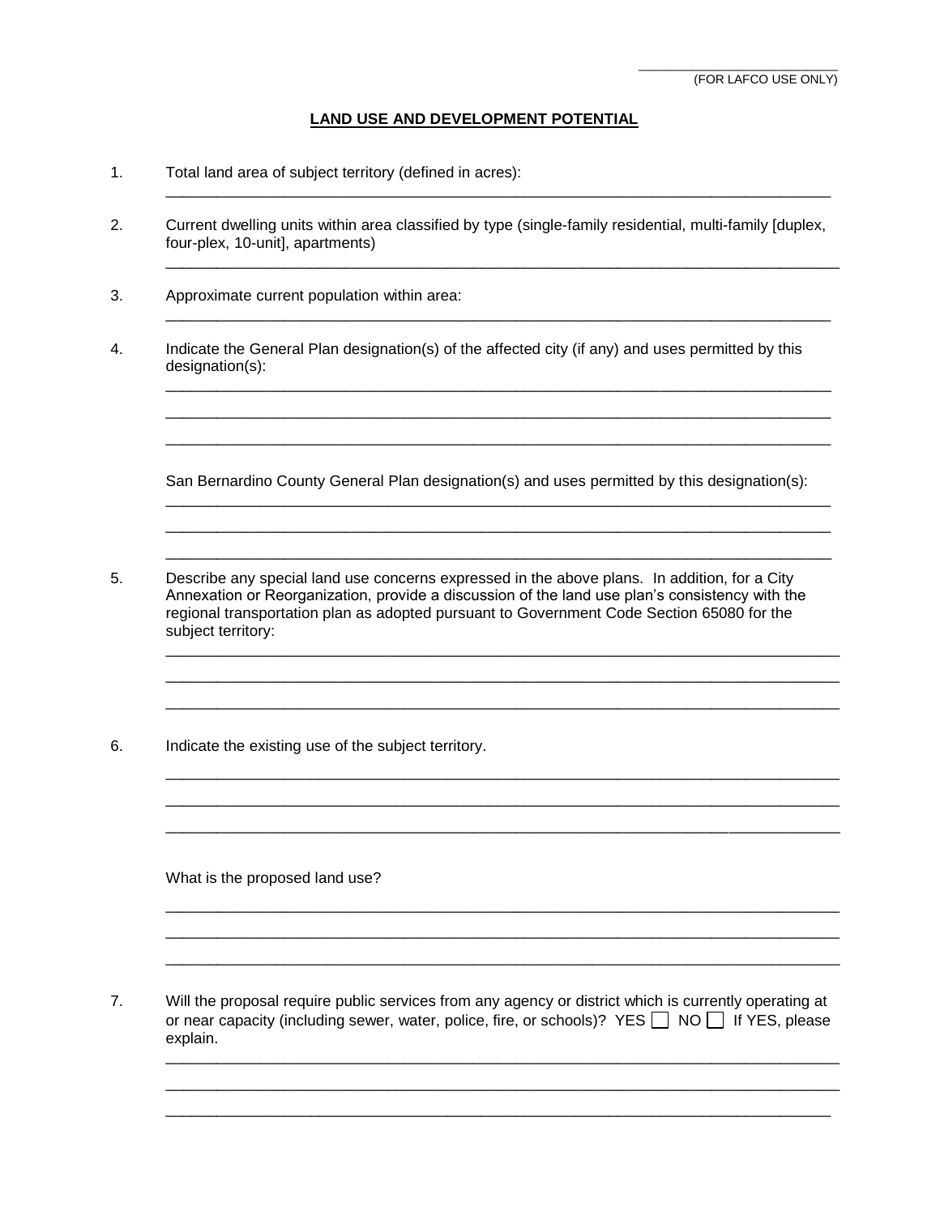\_\_\_\_\_\_\_\_\_\_\_\_\_\_\_\_\_\_\_\_\_\_\_\_\_\_
(FOR LAFCO USE ONLY)

## LAND USE AND DEVELOPMENT POTENTIAL

1. Total land area of subject territory (defined in acres):

   \_\_\_\_\_\_\_\_\_\_\_\_\_\_\_\_\_\_\_\_\_\_\_\_\_\_\_\_\_\_\_\_\_\_\_\_\_\_\_\_\_\_\_\_\_\_\_\_\_\_\_\_\_\_\_\_\_\_\_\_\_\_\_\_\_\_\_\_\_\_\_\_

2. Current dwelling units within area classified by type (single-family residential, multi-family [duplex, four-plex, 10-unit], apartments)

   \_\_\_\_\_\_\_\_\_\_\_\_\_\_\_\_\_\_\_\_\_\_\_\_\_\_\_\_\_\_\_\_\_\_\_\_\_\_\_\_\_\_\_\_\_\_\_\_\_\_\_\_\_\_\_\_\_\_\_\_\_\_\_\_\_\_\_\_\_\_\_\_

3. Approximate current population within area:

   \_\_\_\_\_\_\_\_\_\_\_\_\_\_\_\_\_\_\_\_\_\_\_\_\_\_\_\_\_\_\_\_\_\_\_\_\_\_\_\_\_\_\_\_\_\_\_\_\_\_\_\_\_\_\_\_\_\_\_\_\_\_\_\_\_\_\_\_\_\_\_\_

4. Indicate the General Plan designation(s) of the affected city (if any) and uses permitted by this designation(s):

   \_\_\_\_\_\_\_\_\_\_\_\_\_\_\_\_\_\_\_\_\_\_\_\_\_\_\_\_\_\_\_\_\_\_\_\_\_\_\_\_\_\_\_\_\_\_\_\_\_\_\_\_\_\_\_\_\_\_\_\_\_\_\_\_\_\_\_\_\_\_\_\_

   \_\_\_\_\_\_\_\_\_\_\_\_\_\_\_\_\_\_\_\_\_\_\_\_\_\_\_\_\_\_\_\_\_\_\_\_\_\_\_\_\_\_\_\_\_\_\_\_\_\_\_\_\_\_\_\_\_\_\_\_\_\_\_\_\_\_\_\_\_\_\_\_

   \_\_\_\_\_\_\_\_\_\_\_\_\_\_\_\_\_\_\_\_\_\_\_\_\_\_\_\_\_\_\_\_\_\_\_\_\_\_\_\_\_\_\_\_\_\_\_\_\_\_\_\_\_\_\_\_\_\_\_\_\_\_\_\_\_\_\_\_\_\_\_\_

   San Bernardino County General Plan designation(s) and uses permitted by this designation(s):

   \_\_\_\_\_\_\_\_\_\_\_\_\_\_\_\_\_\_\_\_\_\_\_\_\_\_\_\_\_\_\_\_\_\_\_\_\_\_\_\_\_\_\_\_\_\_\_\_\_\_\_\_\_\_\_\_\_\_\_\_\_\_\_\_\_\_\_\_\_\_\_\_

   \_\_\_\_\_\_\_\_\_\_\_\_\_\_\_\_\_\_\_\_\_\_\_\_\_\_\_\_\_\_\_\_\_\_\_\_\_\_\_\_\_\_\_\_\_\_\_\_\_\_\_\_\_\_\_\_\_\_\_\_\_\_\_\_\_\_\_\_\_\_\_\_

   \_\_\_\_\_\_\_\_\_\_\_\_\_\_\_\_\_\_\_\_\_\_\_\_\_\_\_\_\_\_\_\_\_\_\_\_\_\_\_\_\_\_\_\_\_\_\_\_\_\_\_\_\_\_\_\_\_\_\_\_\_\_\_\_\_\_\_\_\_\_\_\_

5. Describe any special land use concerns expressed in the above plans. In addition, for a City Annexation or Reorganization, provide a discussion of the land use plan's consistency with the regional transportation plan as adopted pursuant to Government Code Section 65080 for the subject territory:

   \_\_\_\_\_\_\_\_\_\_\_\_\_\_\_\_\_\_\_\_\_\_\_\_\_\_\_\_\_\_\_\_\_\_\_\_\_\_\_\_\_\_\_\_\_\_\_\_\_\_\_\_\_\_\_\_\_\_\_\_\_\_\_\_\_\_\_\_\_\_\_\_

   \_\_\_\_\_\_\_\_\_\_\_\_\_\_\_\_\_\_\_\_\_\_\_\_\_\_\_\_\_\_\_\_\_\_\_\_\_\_\_\_\_\_\_\_\_\_\_\_\_\_\_\_\_\_\_\_\_\_\_\_\_\_\_\_\_\_\_\_\_\_\_\_

   \_\_\_\_\_\_\_\_\_\_\_\_\_\_\_\_\_\_\_\_\_\_\_\_\_\_\_\_\_\_\_\_\_\_\_\_\_\_\_\_\_\_\_\_\_\_\_\_\_\_\_\_\_\_\_\_\_\_\_\_\_\_\_\_\_\_\_\_\_\_\_\_

6. Indicate the existing use of the subject territory.

   \_\_\_\_\_\_\_\_\_\_\_\_\_\_\_\_\_\_\_\_\_\_\_\_\_\_\_\_\_\_\_\_\_\_\_\_\_\_\_\_\_\_\_\_\_\_\_\_\_\_\_\_\_\_\_\_\_\_\_\_\_\_\_\_\_\_\_\_\_\_\_\_

   \_\_\_\_\_\_\_\_\_\_\_\_\_\_\_\_\_\_\_\_\_\_\_\_\_\_\_\_\_\_\_\_\_\_\_\_\_\_\_\_\_\_\_\_\_\_\_\_\_\_\_\_\_\_\_\_\_\_\_\_\_\_\_\_\_\_\_\_\_\_\_\_

   \_\_\_\_\_\_\_\_\_\_\_\_\_\_\_\_\_\_\_\_\_\_\_\_\_\_\_\_\_\_\_\_\_\_\_\_\_\_\_\_\_\_\_\_\_\_\_\_\_\_\_\_\_\_\_\_\_\_\_\_\_\_\_\_\_\_\_\_\_\_\_\_

   What is the proposed land use?

   \_\_\_\_\_\_\_\_\_\_\_\_\_\_\_\_\_\_\_\_\_\_\_\_\_\_\_\_\_\_\_\_\_\_\_\_\_\_\_\_\_\_\_\_\_\_\_\_\_\_\_\_\_\_\_\_\_\_\_\_\_\_\_\_\_\_\_\_\_\_\_\_

   \_\_\_\_\_\_\_\_\_\_\_\_\_\_\_\_\_\_\_\_\_\_\_\_\_\_\_\_\_\_\_\_\_\_\_\_\_\_\_\_\_\_\_\_\_\_\_\_\_\_\_\_\_\_\_\_\_\_\_\_\_\_\_\_\_\_\_\_\_\_\_\_

   \_\_\_\_\_\_\_\_\_\_\_\_\_\_\_\_\_\_\_\_\_\_\_\_\_\_\_\_\_\_\_\_\_\_\_\_\_\_\_\_\_\_\_\_\_\_\_\_\_\_\_\_\_\_\_\_\_\_\_\_\_\_\_\_\_\_\_\_\_\_\_\_

7. Will the proposal require public services from any agency or district which is currently operating at or near capacity (including sewer, water, police, fire, or schools)? YES ☐ NO ☐ If YES, please explain.

   \_\_\_\_\_\_\_\_\_\_\_\_\_\_\_\_\_\_\_\_\_\_\_\_\_\_\_\_\_\_\_\_\_\_\_\_\_\_\_\_\_\_\_\_\_\_\_\_\_\_\_\_\_\_\_\_\_\_\_\_\_\_\_\_\_\_\_\_\_\_\_\_

   \_\_\_\_\_\_\_\_\_\_\_\_\_\_\_\_\_\_\_\_\_\_\_\_\_\_\_\_\_\_\_\_\_\_\_\_\_\_\_\_\_\_\_\_\_\_\_\_\_\_\_\_\_\_\_\_\_\_\_\_\_\_\_\_\_\_\_\_\_\_\_\_

   \_\_\_\_\_\_\_\_\_\_\_\_\_\_\_\_\_\_\_\_\_\_\_\_\_\_\_\_\_\_\_\_\_\_\_\_\_\_\_\_\_\_\_\_\_\_\_\_\_\_\_\_\_\_\_\_\_\_\_\_\_\_\_\_\_\_\_\_\_\_\_\_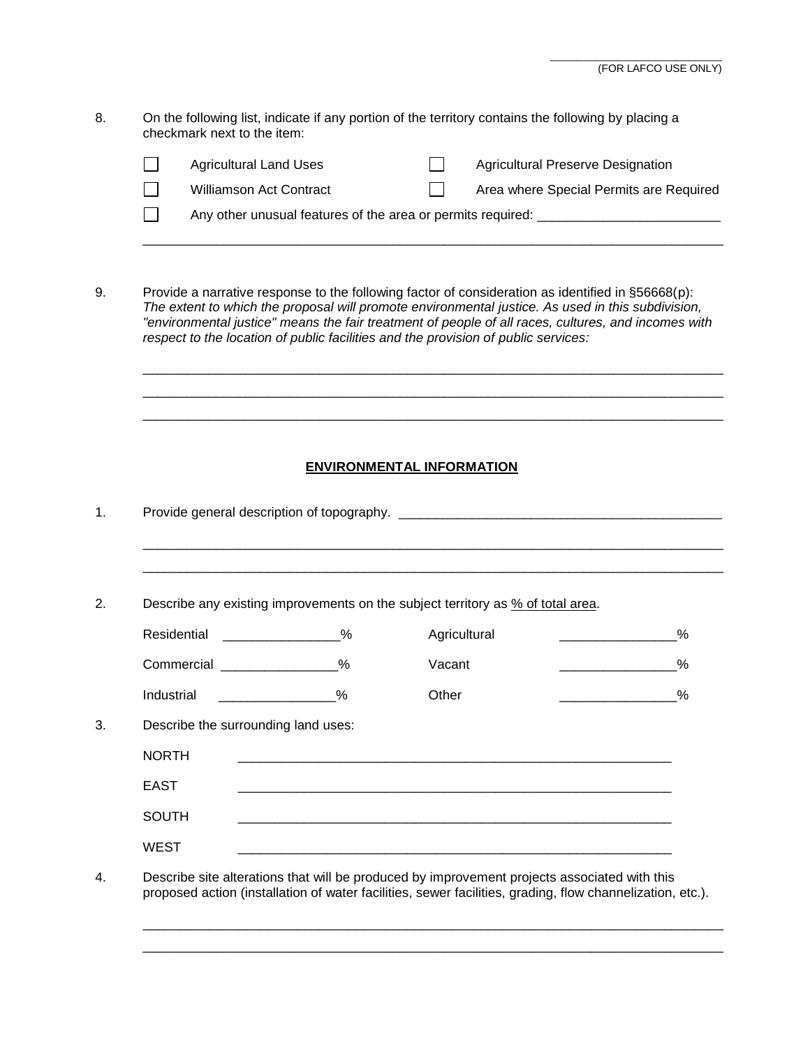\_\_\_\_\_\_\_\_\_\_\_\_\_\_\_\_\_\_\_\_\_\_\_\_\_
(FOR LAFCO USE ONLY)

8. On the following list, indicate if any portion of the territory contains the following by placing a checkmark next to the item:

   - ☐ Agricultural Land Uses
   - ☐ Agricultural Preserve Designation
   - ☐ Williamson Act Contract
   - ☐ Area where Special Permits are Required
   - ☐ Any other unusual features of the area or permits required: \_\_\_\_\_\_\_\_\_\_\_\_\_\_\_\_\_\_\_\_\_\_\_\_

   \_\_\_\_\_\_\_\_\_\_\_\_\_\_\_\_\_\_\_\_\_\_\_\_\_\_\_\_\_\_\_\_\_\_\_\_\_\_\_\_\_\_\_\_\_\_\_\_\_\_\_\_\_\_\_\_\_\_\_\_\_\_\_\_\_\_\_\_\_\_\_\_\_\_\_\_

9. Provide a narrative response to the following factor of consideration as identified in §56668(p): *The extent to which the proposal will promote environmental justice. As used in this subdivision, "environmental justice" means the fair treatment of people of all races, cultures, and incomes with respect to the location of public facilities and the provision of public services:*

   \_\_\_\_\_\_\_\_\_\_\_\_\_\_\_\_\_\_\_\_\_\_\_\_\_\_\_\_\_\_\_\_\_\_\_\_\_\_\_\_\_\_\_\_\_\_\_\_\_\_\_\_\_\_\_\_\_\_\_\_\_\_\_\_\_\_\_\_\_\_\_\_\_\_\_\_

   \_\_\_\_\_\_\_\_\_\_\_\_\_\_\_\_\_\_\_\_\_\_\_\_\_\_\_\_\_\_\_\_\_\_\_\_\_\_\_\_\_\_\_\_\_\_\_\_\_\_\_\_\_\_\_\_\_\_\_\_\_\_\_\_\_\_\_\_\_\_\_\_\_\_\_\_

   \_\_\_\_\_\_\_\_\_\_\_\_\_\_\_\_\_\_\_\_\_\_\_\_\_\_\_\_\_\_\_\_\_\_\_\_\_\_\_\_\_\_\_\_\_\_\_\_\_\_\_\_\_\_\_\_\_\_\_\_\_\_\_\_\_\_\_\_\_\_\_\_\_\_\_\_

## ENVIRONMENTAL INFORMATION

1. Provide general description of topography. \_\_\_\_\_\_\_\_\_\_\_\_\_\_\_\_\_\_\_\_\_\_\_\_\_\_\_\_\_\_\_\_\_\_\_\_\_\_\_\_\_\_\_

   \_\_\_\_\_\_\_\_\_\_\_\_\_\_\_\_\_\_\_\_\_\_\_\_\_\_\_\_\_\_\_\_\_\_\_\_\_\_\_\_\_\_\_\_\_\_\_\_\_\_\_\_\_\_\_\_\_\_\_\_\_\_\_\_\_\_\_\_\_\_\_\_\_\_\_\_

   \_\_\_\_\_\_\_\_\_\_\_\_\_\_\_\_\_\_\_\_\_\_\_\_\_\_\_\_\_\_\_\_\_\_\_\_\_\_\_\_\_\_\_\_\_\_\_\_\_\_\_\_\_\_\_\_\_\_\_\_\_\_\_\_\_\_\_\_\_\_\_\_\_\_\_\_

2. Describe any existing improvements on the subject territory as <u>% of total area</u>.

| | | | |
|---|---|---|---|
| Residential | \_\_\_\_\_\_\_\_\_\_\_\_\_\_\_% | Agricultural | \_\_\_\_\_\_\_\_\_\_\_\_\_\_\_% |
| Commercial | \_\_\_\_\_\_\_\_\_\_\_\_\_\_\_% | Vacant | \_\_\_\_\_\_\_\_\_\_\_\_\_\_\_% |
| Industrial | \_\_\_\_\_\_\_\_\_\_\_\_\_\_\_% | Other | \_\_\_\_\_\_\_\_\_\_\_\_\_\_\_% |

3. Describe the surrounding land uses:

   NORTH \_\_\_\_\_\_\_\_\_\_\_\_\_\_\_\_\_\_\_\_\_\_\_\_\_\_\_\_\_\_\_\_\_\_\_\_\_\_\_\_\_\_\_\_\_\_\_\_\_\_\_\_\_\_\_\_\_

   EAST \_\_\_\_\_\_\_\_\_\_\_\_\_\_\_\_\_\_\_\_\_\_\_\_\_\_\_\_\_\_\_\_\_\_\_\_\_\_\_\_\_\_\_\_\_\_\_\_\_\_\_\_\_\_\_\_\_

   SOUTH \_\_\_\_\_\_\_\_\_\_\_\_\_\_\_\_\_\_\_\_\_\_\_\_\_\_\_\_\_\_\_\_\_\_\_\_\_\_\_\_\_\_\_\_\_\_\_\_\_\_\_\_\_\_\_\_\_

   WEST \_\_\_\_\_\_\_\_\_\_\_\_\_\_\_\_\_\_\_\_\_\_\_\_\_\_\_\_\_\_\_\_\_\_\_\_\_\_\_\_\_\_\_\_\_\_\_\_\_\_\_\_\_\_\_\_\_

4. Describe site alterations that will be produced by improvement projects associated with this proposed action (installation of water facilities, sewer facilities, grading, flow channelization, etc.).

   \_\_\_\_\_\_\_\_\_\_\_\_\_\_\_\_\_\_\_\_\_\_\_\_\_\_\_\_\_\_\_\_\_\_\_\_\_\_\_\_\_\_\_\_\_\_\_\_\_\_\_\_\_\_\_\_\_\_\_\_\_\_\_\_\_\_\_\_\_\_\_\_\_\_\_\_

   \_\_\_\_\_\_\_\_\_\_\_\_\_\_\_\_\_\_\_\_\_\_\_\_\_\_\_\_\_\_\_\_\_\_\_\_\_\_\_\_\_\_\_\_\_\_\_\_\_\_\_\_\_\_\_\_\_\_\_\_\_\_\_\_\_\_\_\_\_\_\_\_\_\_\_\_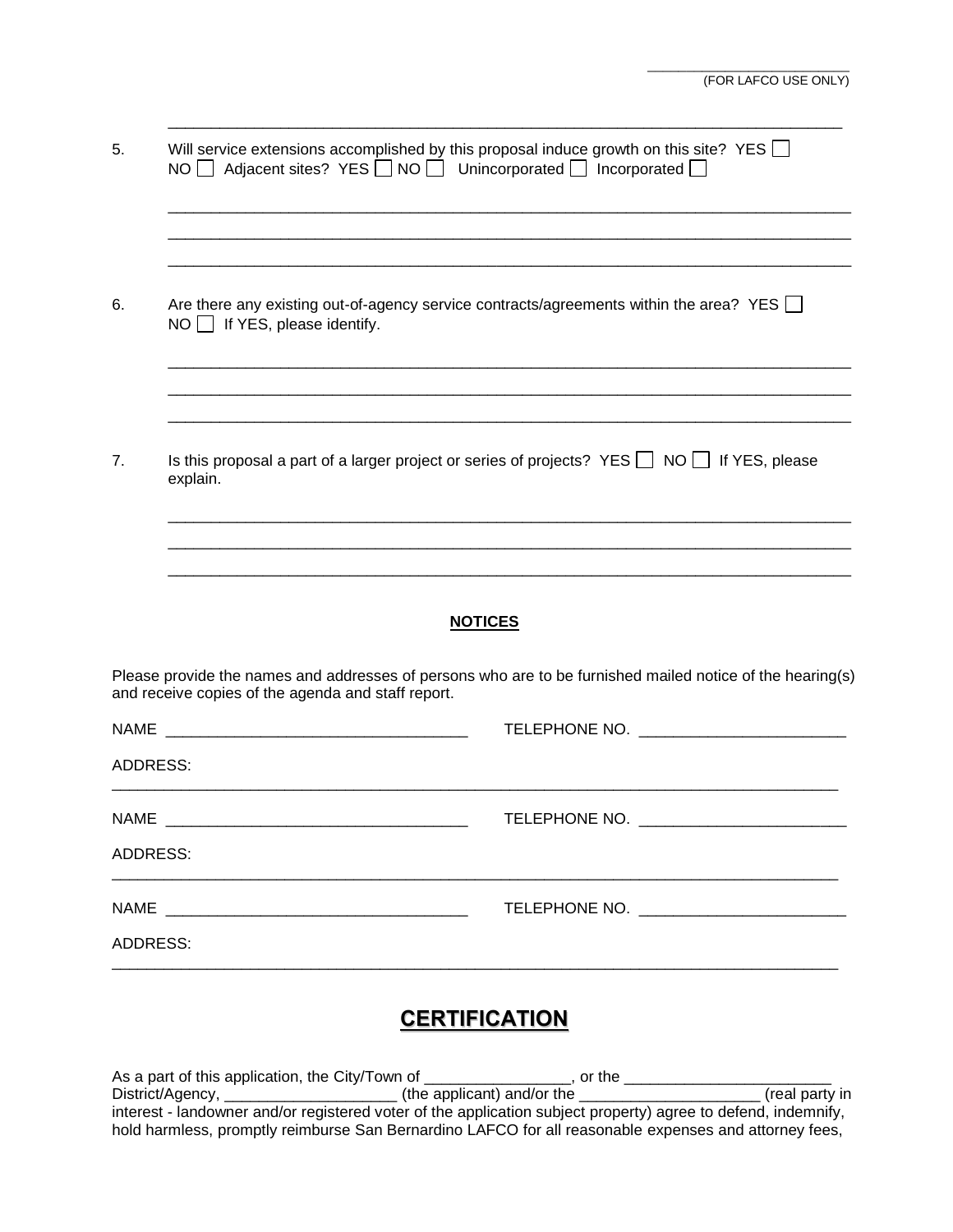\_\_\_\_\_\_\_\_\_\_\_\_\_\_\_\_\_\_\_\_\_\_\_\_\_\_
(FOR LAFCO USE ONLY)

5. Will service extensions accomplished by this proposal induce growth on this site? YES ☐ NO ☐ Adjacent sites? YES ☐ NO ☐ Unincorporated ☐ Incorporated ☐

\_\_\_\_\_\_\_\_\_\_\_\_\_\_\_\_\_\_\_\_\_\_\_\_\_\_\_\_\_\_\_\_\_\_\_\_\_\_\_\_\_\_\_\_\_\_\_\_\_\_\_\_\_\_\_\_\_\_\_\_\_\_\_\_\_\_\_\_\_\_\_\_\_\_\_\_\_\_

\_\_\_\_\_\_\_\_\_\_\_\_\_\_\_\_\_\_\_\_\_\_\_\_\_\_\_\_\_\_\_\_\_\_\_\_\_\_\_\_\_\_\_\_\_\_\_\_\_\_\_\_\_\_\_\_\_\_\_\_\_\_\_\_\_\_\_\_\_\_\_\_\_\_\_\_\_\_

\_\_\_\_\_\_\_\_\_\_\_\_\_\_\_\_\_\_\_\_\_\_\_\_\_\_\_\_\_\_\_\_\_\_\_\_\_\_\_\_\_\_\_\_\_\_\_\_\_\_\_\_\_\_\_\_\_\_\_\_\_\_\_\_\_\_\_\_\_\_\_\_\_\_\_\_\_\_

6. Are there any existing out-of-agency service contracts/agreements within the area? YES ☐ NO ☐ If YES, please identify.

\_\_\_\_\_\_\_\_\_\_\_\_\_\_\_\_\_\_\_\_\_\_\_\_\_\_\_\_\_\_\_\_\_\_\_\_\_\_\_\_\_\_\_\_\_\_\_\_\_\_\_\_\_\_\_\_\_\_\_\_\_\_\_\_\_\_\_\_\_\_\_\_\_\_\_\_\_\_

\_\_\_\_\_\_\_\_\_\_\_\_\_\_\_\_\_\_\_\_\_\_\_\_\_\_\_\_\_\_\_\_\_\_\_\_\_\_\_\_\_\_\_\_\_\_\_\_\_\_\_\_\_\_\_\_\_\_\_\_\_\_\_\_\_\_\_\_\_\_\_\_\_\_\_\_\_\_

\_\_\_\_\_\_\_\_\_\_\_\_\_\_\_\_\_\_\_\_\_\_\_\_\_\_\_\_\_\_\_\_\_\_\_\_\_\_\_\_\_\_\_\_\_\_\_\_\_\_\_\_\_\_\_\_\_\_\_\_\_\_\_\_\_\_\_\_\_\_\_\_\_\_\_\_\_\_

7. Is this proposal a part of a larger project or series of projects? YES ☐ NO ☐ If YES, please explain.

\_\_\_\_\_\_\_\_\_\_\_\_\_\_\_\_\_\_\_\_\_\_\_\_\_\_\_\_\_\_\_\_\_\_\_\_\_\_\_\_\_\_\_\_\_\_\_\_\_\_\_\_\_\_\_\_\_\_\_\_\_\_\_\_\_\_\_\_\_\_\_\_\_\_\_\_\_\_

\_\_\_\_\_\_\_\_\_\_\_\_\_\_\_\_\_\_\_\_\_\_\_\_\_\_\_\_\_\_\_\_\_\_\_\_\_\_\_\_\_\_\_\_\_\_\_\_\_\_\_\_\_\_\_\_\_\_\_\_\_\_\_\_\_\_\_\_\_\_\_\_\_\_\_\_\_\_

\_\_\_\_\_\_\_\_\_\_\_\_\_\_\_\_\_\_\_\_\_\_\_\_\_\_\_\_\_\_\_\_\_\_\_\_\_\_\_\_\_\_\_\_\_\_\_\_\_\_\_\_\_\_\_\_\_\_\_\_\_\_\_\_\_\_\_\_\_\_\_\_\_\_\_\_\_\_

## NOTICES

Please provide the names and addresses of persons who are to be furnished mailed notice of the hearing(s) and receive copies of the agenda and staff report.

NAME \_\_\_\_\_\_\_\_\_\_\_\_\_\_\_\_\_\_\_\_\_\_\_\_\_\_\_\_\_\_\_\_\_\_ TELEPHONE NO. \_\_\_\_\_\_\_\_\_\_\_\_\_\_\_\_\_\_\_\_\_\_\_

ADDRESS:
\_\_\_\_\_\_\_\_\_\_\_\_\_\_\_\_\_\_\_\_\_\_\_\_\_\_\_\_\_\_\_\_\_\_\_\_\_\_\_\_\_\_\_\_\_\_\_\_\_\_\_\_\_\_\_\_\_\_\_\_\_\_\_\_\_\_\_\_\_\_\_\_\_\_\_\_\_\_

NAME \_\_\_\_\_\_\_\_\_\_\_\_\_\_\_\_\_\_\_\_\_\_\_\_\_\_\_\_\_\_\_\_\_\_ TELEPHONE NO. \_\_\_\_\_\_\_\_\_\_\_\_\_\_\_\_\_\_\_\_\_\_\_

ADDRESS:
\_\_\_\_\_\_\_\_\_\_\_\_\_\_\_\_\_\_\_\_\_\_\_\_\_\_\_\_\_\_\_\_\_\_\_\_\_\_\_\_\_\_\_\_\_\_\_\_\_\_\_\_\_\_\_\_\_\_\_\_\_\_\_\_\_\_\_\_\_\_\_\_\_\_\_\_\_\_

NAME \_\_\_\_\_\_\_\_\_\_\_\_\_\_\_\_\_\_\_\_\_\_\_\_\_\_\_\_\_\_\_\_\_\_ TELEPHONE NO. \_\_\_\_\_\_\_\_\_\_\_\_\_\_\_\_\_\_\_\_\_\_\_

ADDRESS:
\_\_\_\_\_\_\_\_\_\_\_\_\_\_\_\_\_\_\_\_\_\_\_\_\_\_\_\_\_\_\_\_\_\_\_\_\_\_\_\_\_\_\_\_\_\_\_\_\_\_\_\_\_\_\_\_\_\_\_\_\_\_\_\_\_\_\_\_\_\_\_\_\_\_\_\_\_\_

# CERTIFICATION

As a part of this application, the City/Town of \_\_\_\_\_\_\_\_\_\_\_\_\_\_\_\_, or the \_\_\_\_\_\_\_\_\_\_\_\_\_\_\_\_\_\_\_\_\_\_\_ District/Agency, \_\_\_\_\_\_\_\_\_\_\_\_\_\_\_\_\_\_\_ (the applicant) and/or the \_\_\_\_\_\_\_\_\_\_\_\_\_\_\_\_\_\_\_\_ (real party in interest - landowner and/or registered voter of the application subject property) agree to defend, indemnify, hold harmless, promptly reimburse San Bernardino LAFCO for all reasonable expenses and attorney fees,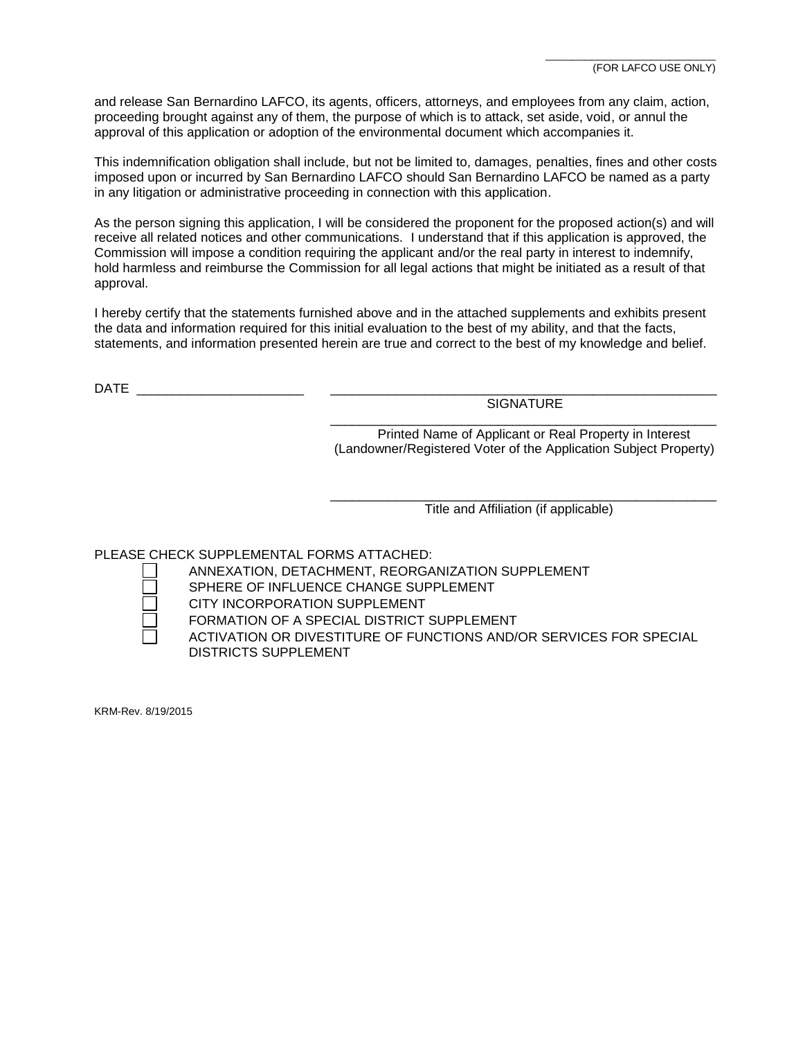\_\_\_\_\_\_\_\_\_\_\_\_\_\_\_\_\_\_\_\_\_\_\_\_\_
(FOR LAFCO USE ONLY)

and release San Bernardino LAFCO, its agents, officers, attorneys, and employees from any claim, action, proceeding brought against any of them, the purpose of which is to attack, set aside, void, or annul the approval of this application or adoption of the environmental document which accompanies it.

This indemnification obligation shall include, but not be limited to, damages, penalties, fines and other costs imposed upon or incurred by San Bernardino LAFCO should San Bernardino LAFCO be named as a party in any litigation or administrative proceeding in connection with this application.

As the person signing this application, I will be considered the proponent for the proposed action(s) and will receive all related notices and other communications. I understand that if this application is approved, the Commission will impose a condition requiring the applicant and/or the real party in interest to indemnify, hold harmless and reimburse the Commission for all legal actions that might be initiated as a result of that approval.

I hereby certify that the statements furnished above and in the attached supplements and exhibits present the data and information required for this initial evaluation to the best of my ability, and that the facts, statements, and information presented herein are true and correct to the best of my knowledge and belief.

DATE \_\_\_\_\_\_\_\_\_\_\_\_\_\_\_\_\_\_\_\_\_\_ \_\_\_\_\_\_\_\_\_\_\_\_\_\_\_\_\_\_\_\_\_\_\_\_\_\_\_\_\_\_\_\_\_\_\_\_\_\_\_\_\_\_\_\_\_\_\_\_\_\_\_
SIGNATURE

\_\_\_\_\_\_\_\_\_\_\_\_\_\_\_\_\_\_\_\_\_\_\_\_\_\_\_\_\_\_\_\_\_\_\_\_\_\_\_\_\_\_\_\_\_\_\_\_\_\_\_
Printed Name of Applicant or Real Property in Interest
(Landowner/Registered Voter of the Application Subject Property)

\_\_\_\_\_\_\_\_\_\_\_\_\_\_\_\_\_\_\_\_\_\_\_\_\_\_\_\_\_\_\_\_\_\_\_\_\_\_\_\_\_\_\_\_\_\_\_\_\_\_\_
Title and Affiliation (if applicable)

PLEASE CHECK SUPPLEMENTAL FORMS ATTACHED:

- ☐ ANNEXATION, DETACHMENT, REORGANIZATION SUPPLEMENT
- ☐ SPHERE OF INFLUENCE CHANGE SUPPLEMENT
- ☐ CITY INCORPORATION SUPPLEMENT
- ☐ FORMATION OF A SPECIAL DISTRICT SUPPLEMENT
- ☐ ACTIVATION OR DIVESTITURE OF FUNCTIONS AND/OR SERVICES FOR SPECIAL DISTRICTS SUPPLEMENT

KRM-Rev. 8/19/2015